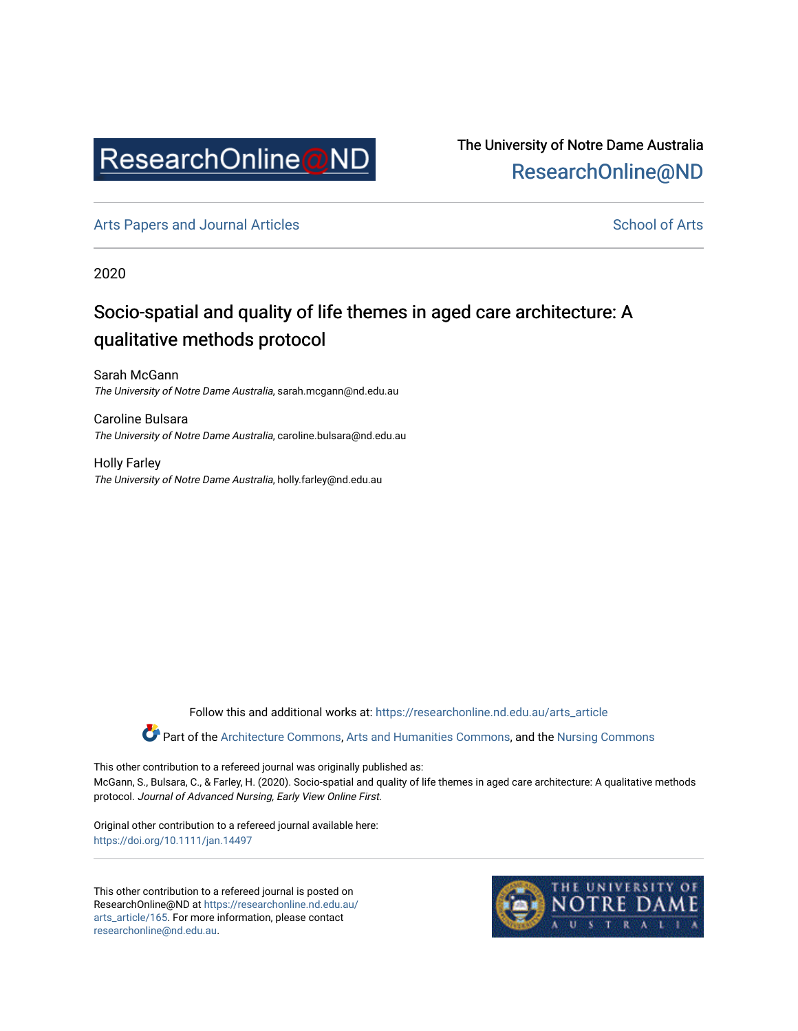ResearchOnline@ND

The University of Notre Dame Australia
ResearchOnline@ND

Arts Papers and Journal Articles | School of Arts

2020

# Socio-spatial and quality of life themes in aged care architecture: A qualitative methods protocol

Sarah McGann
*The University of Notre Dame Australia*, sarah.mcgann@nd.edu.au

Caroline Bulsara
*The University of Notre Dame Australia*, caroline.bulsara@nd.edu.au

Holly Farley
*The University of Notre Dame Australia*, holly.farley@nd.edu.au

Follow this and additional works at: https://researchonline.nd.edu.au/arts_article

Part of the Architecture Commons, Arts and Humanities Commons, and the Nursing Commons

This other contribution to a refereed journal was originally published as:
McGann, S., Bulsara, C., & Farley, H. (2020). Socio-spatial and quality of life themes in aged care architecture: A qualitative methods protocol. *Journal of Advanced Nursing, Early View Online First.*

Original other contribution to a refereed journal available here:
https://doi.org/10.1111/jan.14497

This other contribution to a refereed journal is posted on ResearchOnline@ND at https://researchonline.nd.edu.au/arts_article/165. For more information, please contact researchonline@nd.edu.au.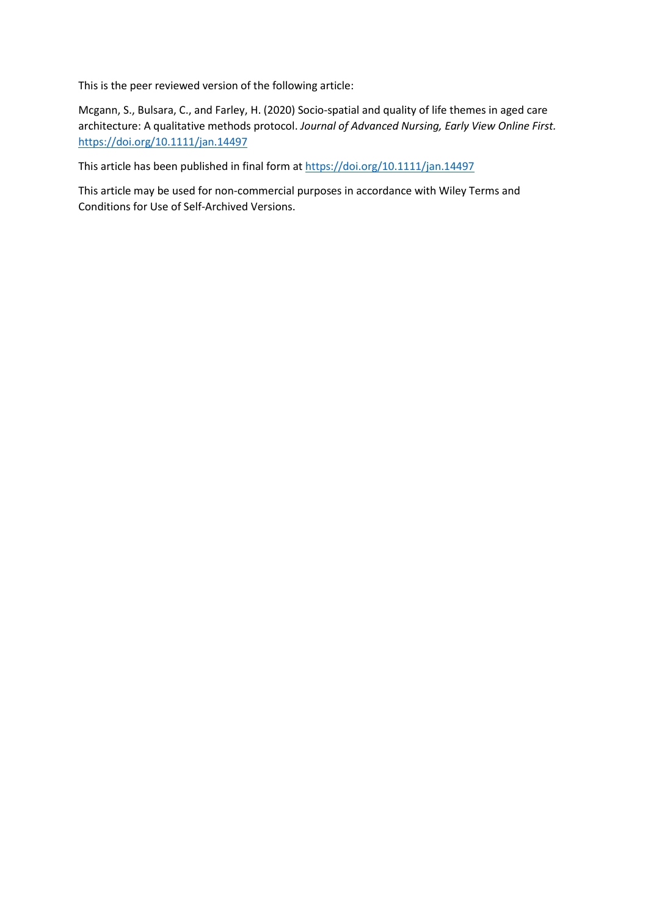This is the peer reviewed version of the following article:

Mcgann, S., Bulsara, C., and Farley, H. (2020) Socio-spatial and quality of life themes in aged care architecture: A qualitative methods protocol. *Journal of Advanced Nursing, Early View Online First.* https://doi.org/10.1111/jan.14497

This article has been published in final form at https://doi.org/10.1111/jan.14497

This article may be used for non-commercial purposes in accordance with Wiley Terms and Conditions for Use of Self-Archived Versions.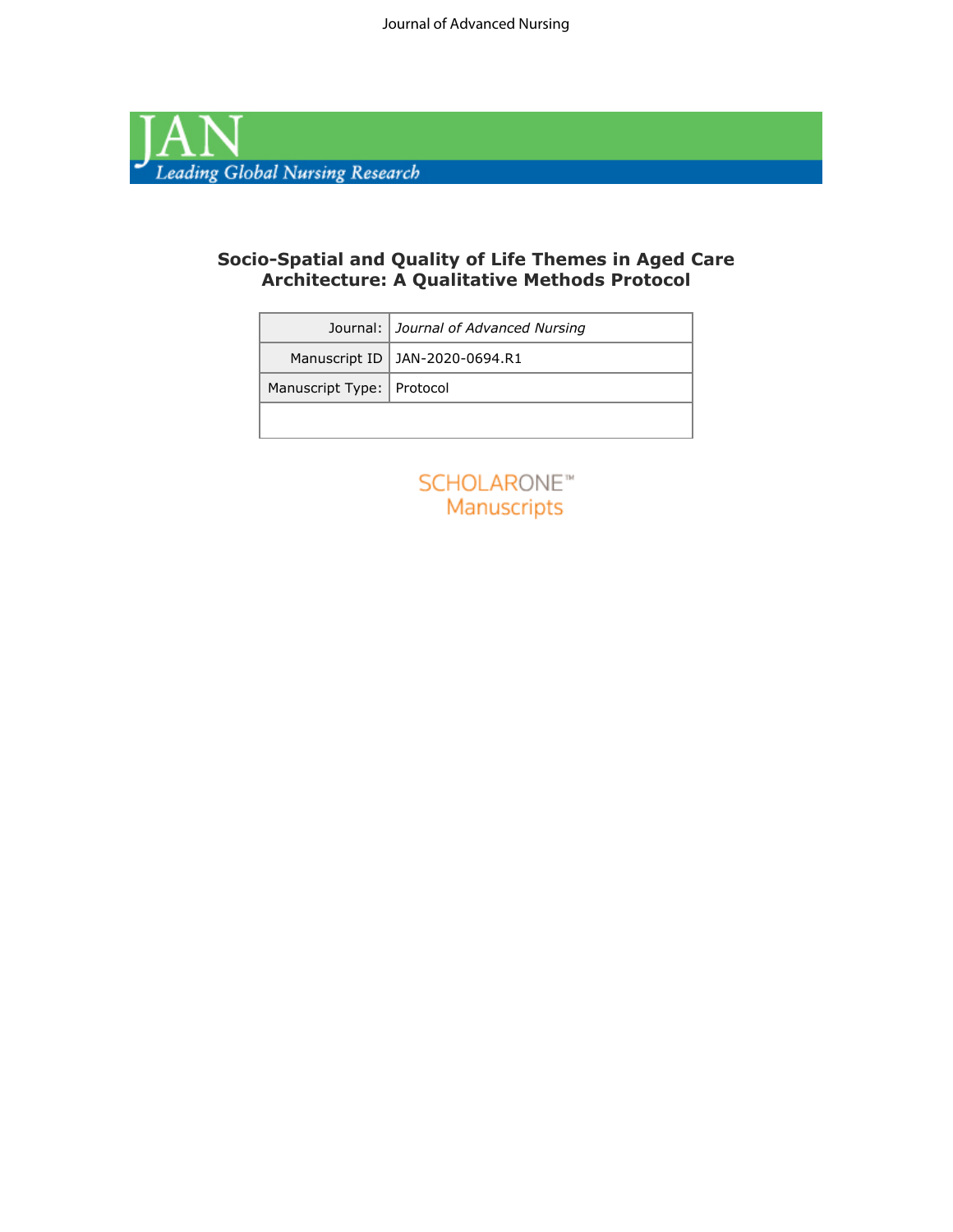# Socio-Spatial and Quality of Life Themes in Aged Care Architecture: A Qualitative Methods Protocol

| Journal: | *Journal of Advanced Nursing* |
|---|---|
| Manuscript ID | JAN-2020-0694.R1 |
| Manuscript Type: | Protocol |
| | |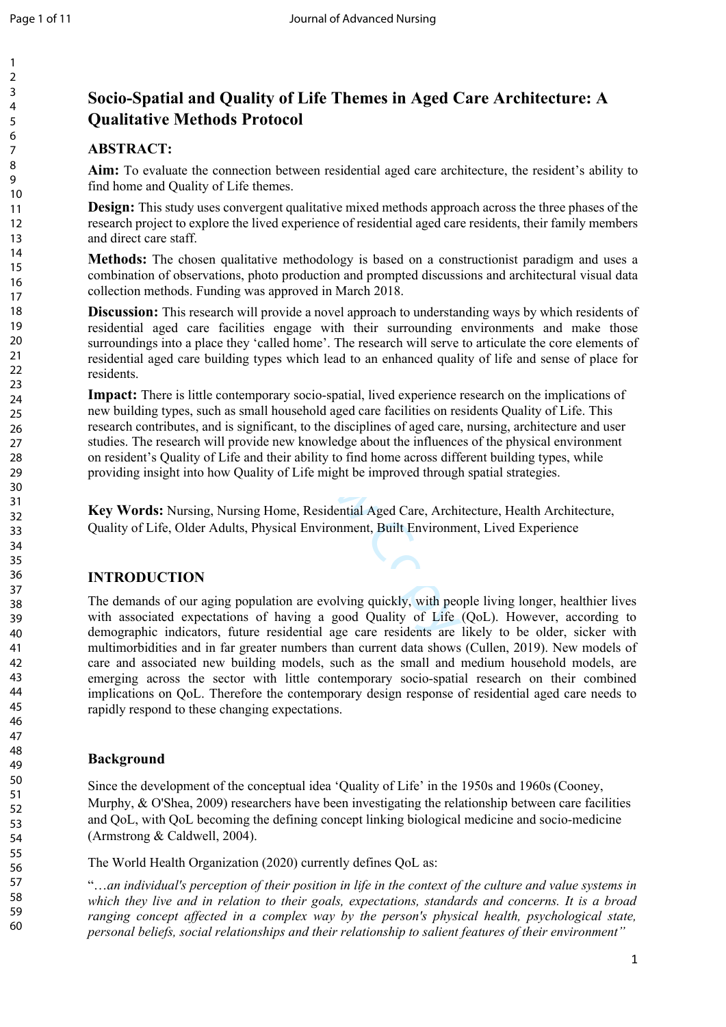# Socio-Spatial and Quality of Life Themes in Aged Care Architecture: A Qualitative Methods Protocol

## ABSTRACT:

**Aim:** To evaluate the connection between residential aged care architecture, the resident's ability to find home and Quality of Life themes.

**Design:** This study uses convergent qualitative mixed methods approach across the three phases of the research project to explore the lived experience of residential aged care residents, their family members and direct care staff.

**Methods:** The chosen qualitative methodology is based on a constructionist paradigm and uses a combination of observations, photo production and prompted discussions and architectural visual data collection methods. Funding was approved in March 2018.

**Discussion:** This research will provide a novel approach to understanding ways by which residents of residential aged care facilities engage with their surrounding environments and make those surroundings into a place they 'called home'. The research will serve to articulate the core elements of residential aged care building types which lead to an enhanced quality of life and sense of place for residents.

**Impact:** There is little contemporary socio-spatial, lived experience research on the implications of new building types, such as small household aged care facilities on residents Quality of Life. This research contributes, and is significant, to the disciplines of aged care, nursing, architecture and user studies. The research will provide new knowledge about the influences of the physical environment on resident's Quality of Life and their ability to find home across different building types, while providing insight into how Quality of Life might be improved through spatial strategies.

**Key Words:** Nursing, Nursing Home, Residential Aged Care, Architecture, Health Architecture, Quality of Life, Older Adults, Physical Environment, Built Environment, Lived Experience

## INTRODUCTION

The demands of our aging population are evolving quickly, with people living longer, healthier lives with associated expectations of having a good Quality of Life (QoL). However, according to demographic indicators, future residential age care residents are likely to be older, sicker with multimorbidities and in far greater numbers than current data shows (Cullen, 2019). New models of care and associated new building models, such as the small and medium household models, are emerging across the sector with little contemporary socio-spatial research on their combined implications on QoL. Therefore the contemporary design response of residential aged care needs to rapidly respond to these changing expectations.

### Background

Since the development of the conceptual idea 'Quality of Life' in the 1950s and 1960s (Cooney, Murphy, & O'Shea, 2009) researchers have been investigating the relationship between care facilities and QoL, with QoL becoming the defining concept linking biological medicine and socio-medicine (Armstrong & Caldwell, 2004).

The World Health Organization (2020) currently defines QoL as:

"*…an individual's perception of their position in life in the context of the culture and value systems in which they live and in relation to their goals, expectations, standards and concerns. It is a broad ranging concept affected in a complex way by the person's physical health, psychological state, personal beliefs, social relationships and their relationship to salient features of their environment"*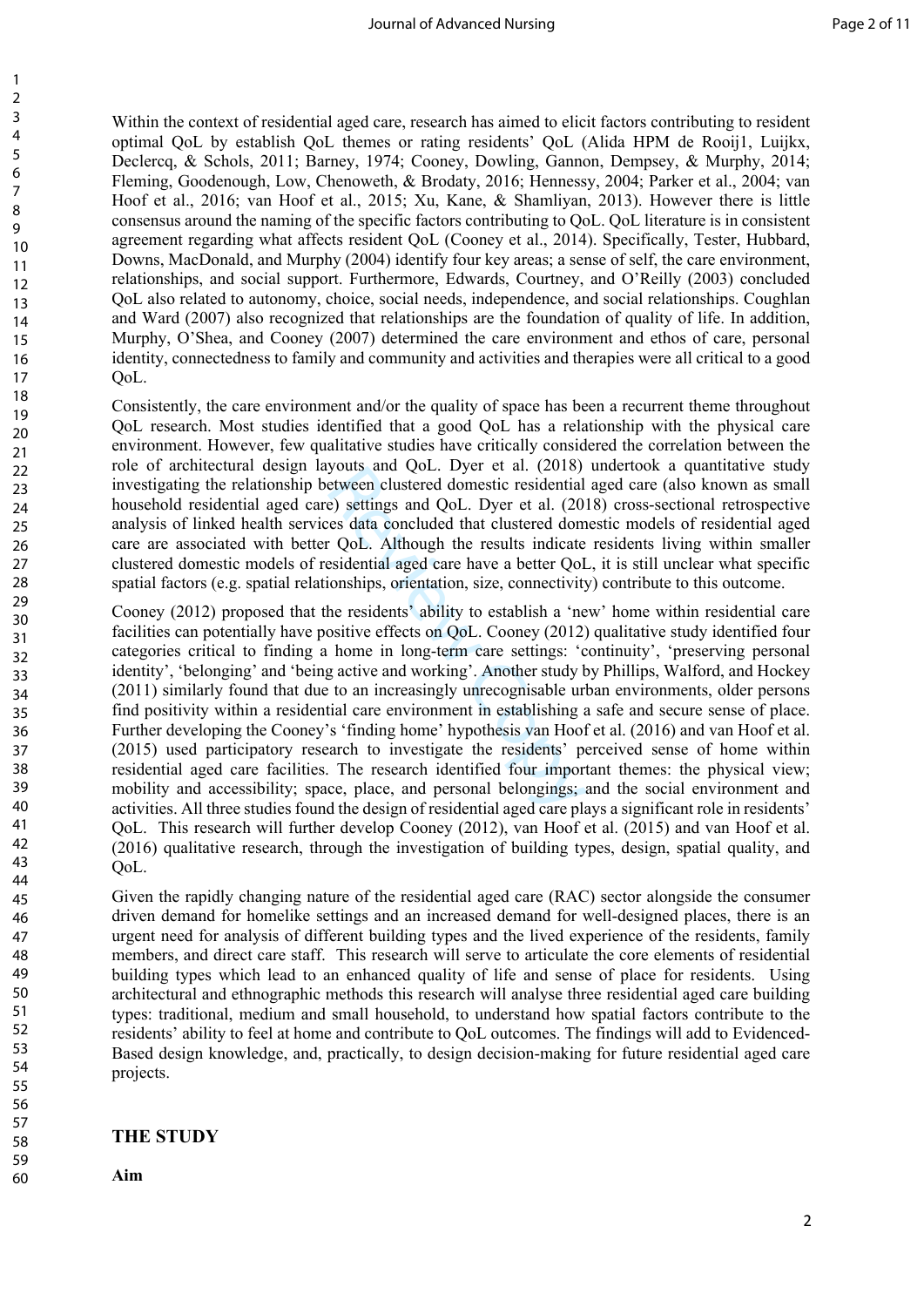Within the context of residential aged care, research has aimed to elicit factors contributing to resident optimal QoL by establish QoL themes or rating residents' QoL (Alida HPM de Rooij1, Luijkx, Declercq, & Schols, 2011; Barney, 1974; Cooney, Dowling, Gannon, Dempsey, & Murphy, 2014; Fleming, Goodenough, Low, Chenoweth, & Brodaty, 2016; Hennessy, 2004; Parker et al., 2004; van Hoof et al., 2016; van Hoof et al., 2015; Xu, Kane, & Shamliyan, 2013). However there is little consensus around the naming of the specific factors contributing to QoL. QoL literature is in consistent agreement regarding what affects resident QoL (Cooney et al., 2014). Specifically, Tester, Hubbard, Downs, MacDonald, and Murphy (2004) identify four key areas; a sense of self, the care environment, relationships, and social support. Furthermore, Edwards, Courtney, and O'Reilly (2003) concluded QoL also related to autonomy, choice, social needs, independence, and social relationships. Coughlan and Ward (2007) also recognized that relationships are the foundation of quality of life. In addition, Murphy, O'Shea, and Cooney (2007) determined the care environment and ethos of care, personal identity, connectedness to family and community and activities and therapies were all critical to a good QoL.

Consistently, the care environment and/or the quality of space has been a recurrent theme throughout QoL research. Most studies identified that a good QoL has a relationship with the physical care environment. However, few qualitative studies have critically considered the correlation between the role of architectural design layouts and QoL. Dyer et al. (2018) undertook a quantitative study investigating the relationship between clustered domestic residential aged care (also known as small household residential aged care) settings and QoL. Dyer et al. (2018) cross-sectional retrospective analysis of linked health services data concluded that clustered domestic models of residential aged care are associated with better QoL. Although the results indicate residents living within smaller clustered domestic models of residential aged care have a better QoL, it is still unclear what specific spatial factors (e.g. spatial relationships, orientation, size, connectivity) contribute to this outcome.

Cooney (2012) proposed that the residents' ability to establish a 'new' home within residential care facilities can potentially have positive effects on QoL. Cooney (2012) qualitative study identified four categories critical to finding a home in long-term care settings: 'continuity', 'preserving personal identity', 'belonging' and 'being active and working'. Another study by Phillips, Walford, and Hockey (2011) similarly found that due to an increasingly unrecognisable urban environments, older persons find positivity within a residential care environment in establishing a safe and secure sense of place. Further developing the Cooney's 'finding home' hypothesis van Hoof et al. (2016) and van Hoof et al. (2015) used participatory research to investigate the residents' perceived sense of home within residential aged care facilities. The research identified four important themes: the physical view; mobility and accessibility; space, place, and personal belongings; and the social environment and activities. All three studies found the design of residential aged care plays a significant role in residents' QoL. This research will further develop Cooney (2012), van Hoof et al. (2015) and van Hoof et al. (2016) qualitative research, through the investigation of building types, design, spatial quality, and QoL.

Given the rapidly changing nature of the residential aged care (RAC) sector alongside the consumer driven demand for homelike settings and an increased demand for well-designed places, there is an urgent need for analysis of different building types and the lived experience of the residents, family members, and direct care staff. This research will serve to articulate the core elements of residential building types which lead to an enhanced quality of life and sense of place for residents. Using architectural and ethnographic methods this research will analyse three residential aged care building types: traditional, medium and small household, to understand how spatial factors contribute to the residents' ability to feel at home and contribute to QoL outcomes. The findings will add to Evidenced-Based design knowledge, and, practically, to design decision-making for future residential aged care projects.

## THE STUDY

### Aim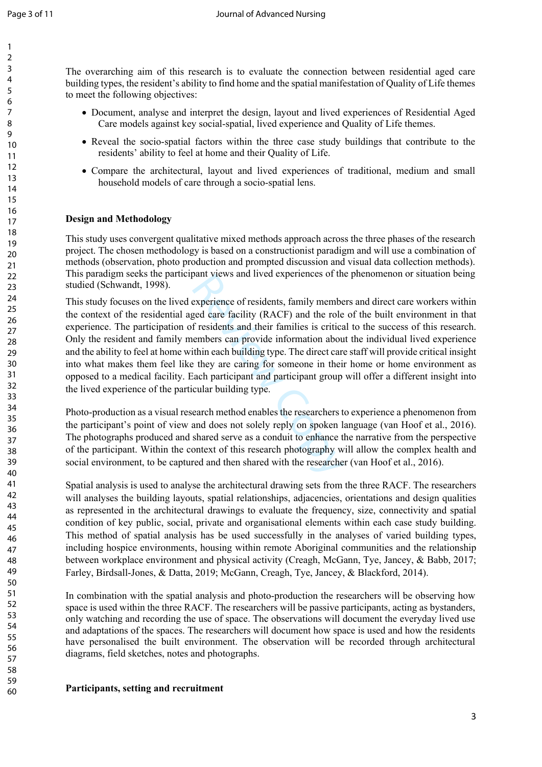The overarching aim of this research is to evaluate the connection between residential aged care building types, the resident's ability to find home and the spatial manifestation of Quality of Life themes to meet the following objectives:

- Document, analyse and interpret the design, layout and lived experiences of Residential Aged Care models against key social-spatial, lived experience and Quality of Life themes.
- Reveal the socio-spatial factors within the three case study buildings that contribute to the residents' ability to feel at home and their Quality of Life.
- Compare the architectural, layout and lived experiences of traditional, medium and small household models of care through a socio-spatial lens.

## Design and Methodology

This study uses convergent qualitative mixed methods approach across the three phases of the research project. The chosen methodology is based on a constructionist paradigm and will use a combination of methods (observation, photo production and prompted discussion and visual data collection methods). This paradigm seeks the participant views and lived experiences of the phenomenon or situation being studied (Schwandt, 1998).

This study focuses on the lived experience of residents, family members and direct care workers within the context of the residential aged care facility (RACF) and the role of the built environment in that experience. The participation of residents and their families is critical to the success of this research. Only the resident and family members can provide information about the individual lived experience and the ability to feel at home within each building type. The direct care staff will provide critical insight into what makes them feel like they are caring for someone in their home or home environment as opposed to a medical facility. Each participant and participant group will offer a different insight into the lived experience of the particular building type.

Photo-production as a visual research method enables the researchers to experience a phenomenon from the participant's point of view and does not solely reply on spoken language (van Hoof et al., 2016). The photographs produced and shared serve as a conduit to enhance the narrative from the perspective of the participant. Within the context of this research photography will allow the complex health and social environment, to be captured and then shared with the researcher (van Hoof et al., 2016).

Spatial analysis is used to analyse the architectural drawing sets from the three RACF. The researchers will analyses the building layouts, spatial relationships, adjacencies, orientations and design qualities as represented in the architectural drawings to evaluate the frequency, size, connectivity and spatial condition of key public, social, private and organisational elements within each case study building. This method of spatial analysis has be used successfully in the analyses of varied building types, including hospice environments, housing within remote Aboriginal communities and the relationship between workplace environment and physical activity (Creagh, McGann, Tye, Jancey, & Babb, 2017; Farley, Birdsall-Jones, & Datta, 2019; McGann, Creagh, Tye, Jancey, & Blackford, 2014).

In combination with the spatial analysis and photo-production the researchers will be observing how space is used within the three RACF. The researchers will be passive participants, acting as bystanders, only watching and recording the use of space. The observations will document the everyday lived use and adaptations of the spaces. The researchers will document how space is used and how the residents have personalised the built environment. The observation will be recorded through architectural diagrams, field sketches, notes and photographs.

## Participants, setting and recruitment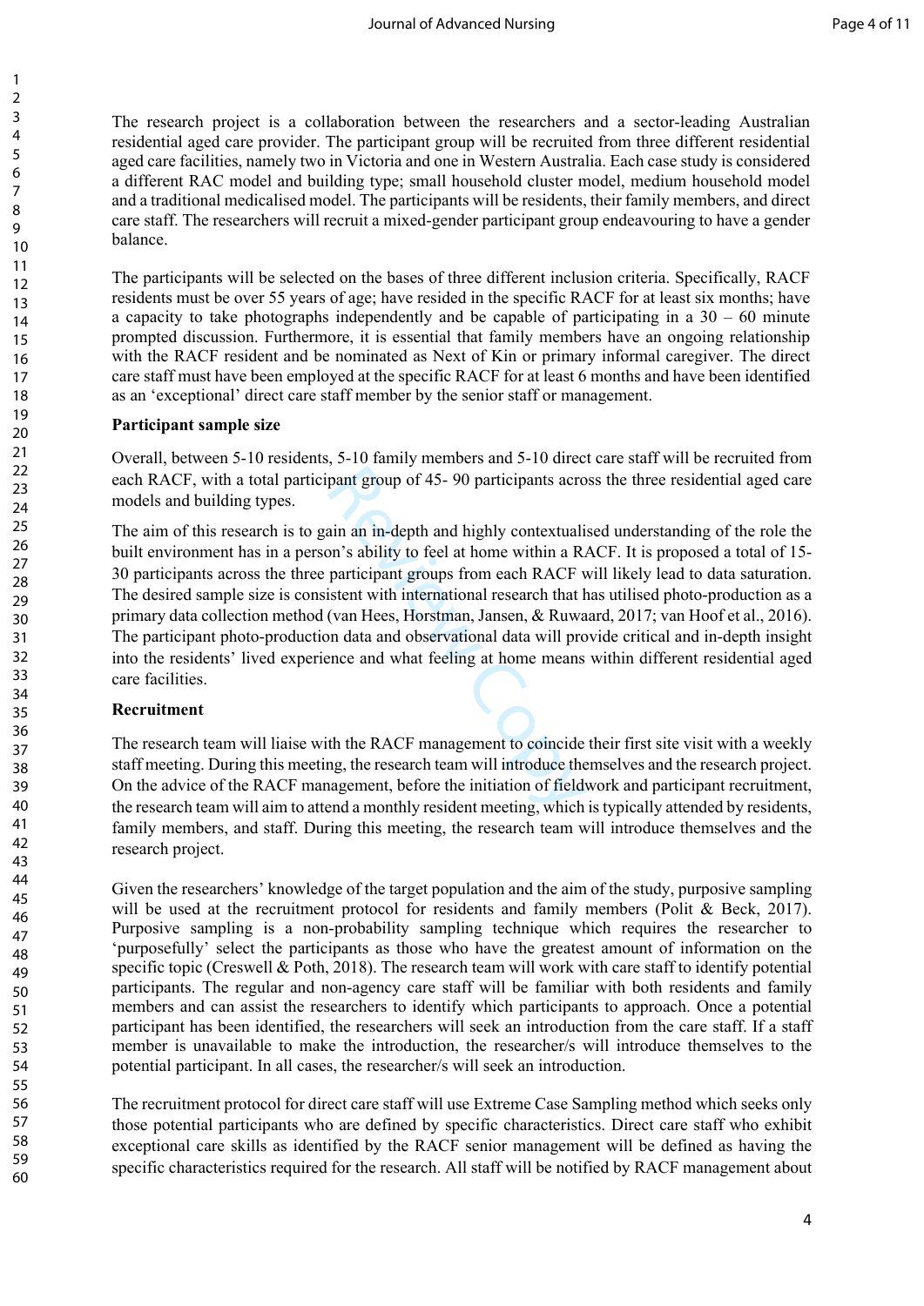The research project is a collaboration between the researchers and a sector-leading Australian residential aged care provider. The participant group will be recruited from three different residential aged care facilities, namely two in Victoria and one in Western Australia. Each case study is considered a different RAC model and building type; small household cluster model, medium household model and a traditional medicalised model. The participants will be residents, their family members, and direct care staff. The researchers will recruit a mixed-gender participant group endeavouring to have a gender balance.

The participants will be selected on the bases of three different inclusion criteria. Specifically, RACF residents must be over 55 years of age; have resided in the specific RACF for at least six months; have a capacity to take photographs independently and be capable of participating in a 30 – 60 minute prompted discussion. Furthermore, it is essential that family members have an ongoing relationship with the RACF resident and be nominated as Next of Kin or primary informal caregiver. The direct care staff must have been employed at the specific RACF for at least 6 months and have been identified as an 'exceptional' direct care staff member by the senior staff or management.

**Participant sample size**

Overall, between 5-10 residents, 5-10 family members and 5-10 direct care staff will be recruited from each RACF, with a total participant group of 45- 90 participants across the three residential aged care models and building types.

The aim of this research is to gain an in-depth and highly contextualised understanding of the role the built environment has in a person's ability to feel at home within a RACF. It is proposed a total of 15-30 participants across the three participant groups from each RACF will likely lead to data saturation. The desired sample size is consistent with international research that has utilised photo-production as a primary data collection method (van Hees, Horstman, Jansen, & Ruwaard, 2017; van Hoof et al., 2016). The participant photo-production data and observational data will provide critical and in-depth insight into the residents' lived experience and what feeling at home means within different residential aged care facilities.

**Recruitment**

The research team will liaise with the RACF management to coincide their first site visit with a weekly staff meeting. During this meeting, the research team will introduce themselves and the research project. On the advice of the RACF management, before the initiation of fieldwork and participant recruitment, the research team will aim to attend a monthly resident meeting, which is typically attended by residents, family members, and staff. During this meeting, the research team will introduce themselves and the research project.

Given the researchers' knowledge of the target population and the aim of the study, purposive sampling will be used at the recruitment protocol for residents and family members (Polit & Beck, 2017). Purposive sampling is a non-probability sampling technique which requires the researcher to 'purposefully' select the participants as those who have the greatest amount of information on the specific topic (Creswell & Poth, 2018). The research team will work with care staff to identify potential participants. The regular and non-agency care staff will be familiar with both residents and family members and can assist the researchers to identify which participants to approach. Once a potential participant has been identified, the researchers will seek an introduction from the care staff. If a staff member is unavailable to make the introduction, the researcher/s will introduce themselves to the potential participant. In all cases, the researcher/s will seek an introduction.

The recruitment protocol for direct care staff will use Extreme Case Sampling method which seeks only those potential participants who are defined by specific characteristics. Direct care staff who exhibit exceptional care skills as identified by the RACF senior management will be defined as having the specific characteristics required for the research. All staff will be notified by RACF management about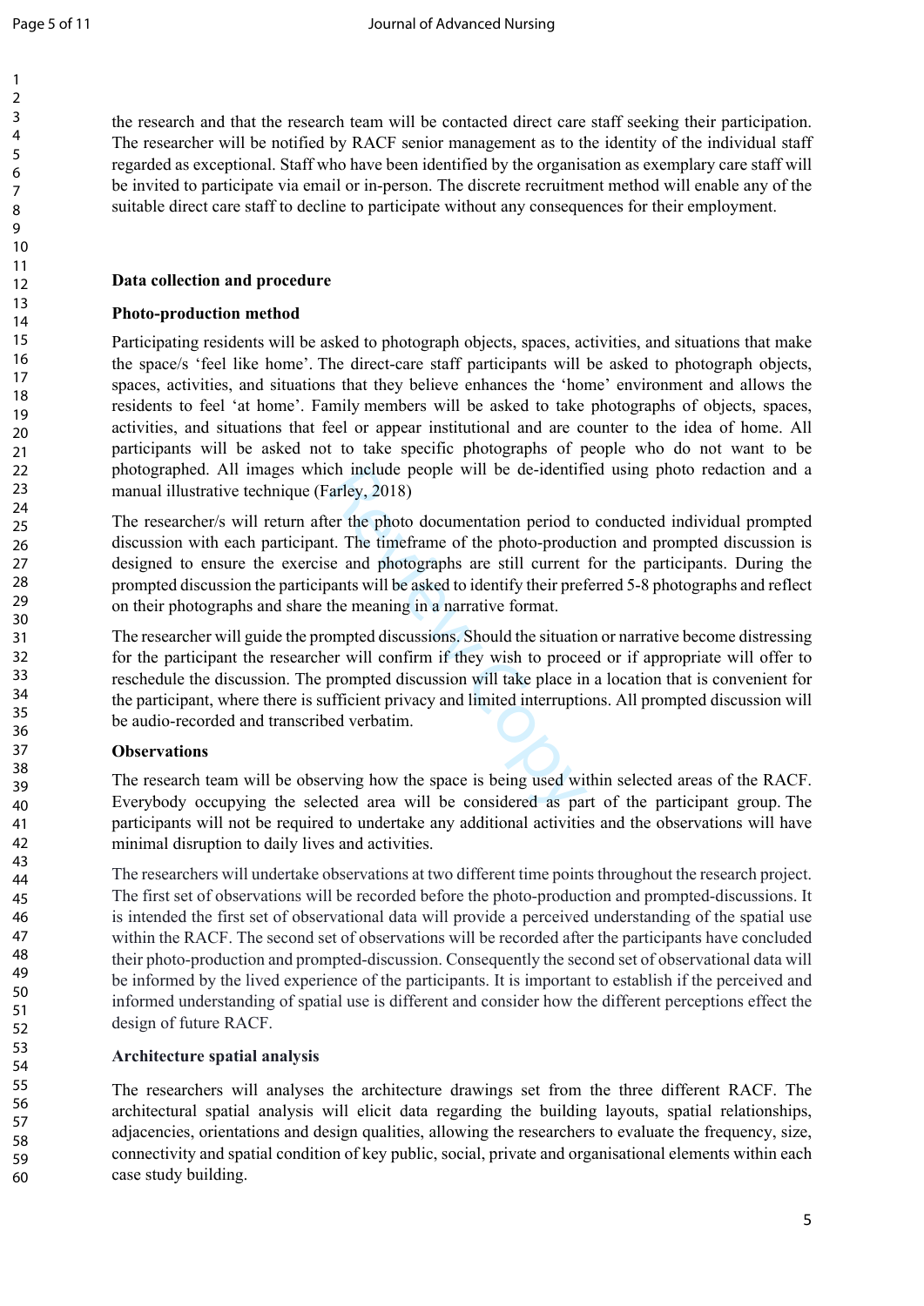the research and that the research team will be contacted direct care staff seeking their participation. The researcher will be notified by RACF senior management as to the identity of the individual staff regarded as exceptional. Staff who have been identified by the organisation as exemplary care staff will be invited to participate via email or in-person. The discrete recruitment method will enable any of the suitable direct care staff to decline to participate without any consequences for their employment.

### Data collection and procedure

#### Photo-production method

Participating residents will be asked to photograph objects, spaces, activities, and situations that make the space/s 'feel like home'. The direct-care staff participants will be asked to photograph objects, spaces, activities, and situations that they believe enhances the 'home' environment and allows the residents to feel 'at home'. Family members will be asked to take photographs of objects, spaces, activities, and situations that feel or appear institutional and are counter to the idea of home. All participants will be asked not to take specific photographs of people who do not want to be photographed. All images which include people will be de-identified using photo redaction and a manual illustrative technique (Farley, 2018)

The researcher/s will return after the photo documentation period to conducted individual prompted discussion with each participant. The timeframe of the photo-production and prompted discussion is designed to ensure the exercise and photographs are still current for the participants. During the prompted discussion the participants will be asked to identify their preferred 5-8 photographs and reflect on their photographs and share the meaning in a narrative format.

The researcher will guide the prompted discussions. Should the situation or narrative become distressing for the participant the researcher will confirm if they wish to proceed or if appropriate will offer to reschedule the discussion. The prompted discussion will take place in a location that is convenient for the participant, where there is sufficient privacy and limited interruptions. All prompted discussion will be audio-recorded and transcribed verbatim.

#### Observations

The research team will be observing how the space is being used within selected areas of the RACF. Everybody occupying the selected area will be considered as part of the participant group. The participants will not be required to undertake any additional activities and the observations will have minimal disruption to daily lives and activities.

The researchers will undertake observations at two different time points throughout the research project. The first set of observations will be recorded before the photo-production and prompted-discussions. It is intended the first set of observational data will provide a perceived understanding of the spatial use within the RACF. The second set of observations will be recorded after the participants have concluded their photo-production and prompted-discussion. Consequently the second set of observational data will be informed by the lived experience of the participants. It is important to establish if the perceived and informed understanding of spatial use is different and consider how the different perceptions effect the design of future RACF.

#### Architecture spatial analysis

The researchers will analyses the architecture drawings set from the three different RACF. The architectural spatial analysis will elicit data regarding the building layouts, spatial relationships, adjacencies, orientations and design qualities, allowing the researchers to evaluate the frequency, size, connectivity and spatial condition of key public, social, private and organisational elements within each case study building.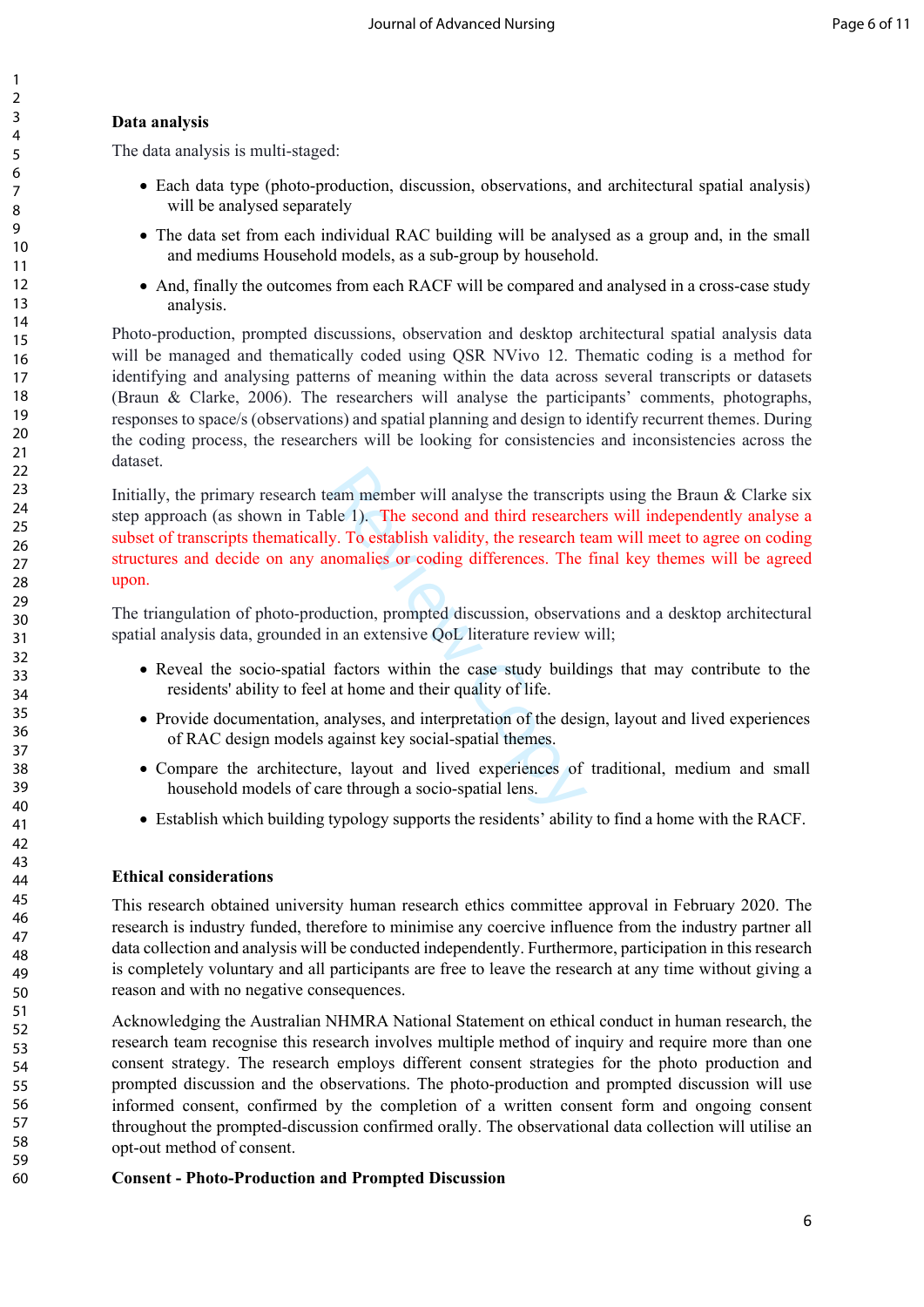**Data analysis**

The data analysis is multi-staged:

- Each data type (photo-production, discussion, observations, and architectural spatial analysis) will be analysed separately
- The data set from each individual RAC building will be analysed as a group and, in the small and mediums Household models, as a sub-group by household.
- And, finally the outcomes from each RACF will be compared and analysed in a cross-case study analysis.

Photo-production, prompted discussions, observation and desktop architectural spatial analysis data will be managed and thematically coded using QSR NVivo 12. Thematic coding is a method for identifying and analysing patterns of meaning within the data across several transcripts or datasets (Braun & Clarke, 2006). The researchers will analyse the participants' comments, photographs, responses to space/s (observations) and spatial planning and design to identify recurrent themes. During the coding process, the researchers will be looking for consistencies and inconsistencies across the dataset.

Initially, the primary research team member will analyse the transcripts using the Braun & Clarke six step approach (as shown in Table 1). The second and third researchers will independently analyse a subset of transcripts thematically. To establish validity, the research team will meet to agree on coding structures and decide on any anomalies or coding differences. The final key themes will be agreed upon.

The triangulation of photo-production, prompted discussion, observations and a desktop architectural spatial analysis data, grounded in an extensive QoL literature review will;

- Reveal the socio-spatial factors within the case study buildings that may contribute to the residents' ability to feel at home and their quality of life.
- Provide documentation, analyses, and interpretation of the design, layout and lived experiences of RAC design models against key social-spatial themes.
- Compare the architecture, layout and lived experiences of traditional, medium and small household models of care through a socio-spatial lens.
- Establish which building typology supports the residents' ability to find a home with the RACF.

**Ethical considerations**

This research obtained university human research ethics committee approval in February 2020. The research is industry funded, therefore to minimise any coercive influence from the industry partner all data collection and analysis will be conducted independently. Furthermore, participation in this research is completely voluntary and all participants are free to leave the research at any time without giving a reason and with no negative consequences.

Acknowledging the Australian NHMRA National Statement on ethical conduct in human research, the research team recognise this research involves multiple method of inquiry and require more than one consent strategy. The research employs different consent strategies for the photo production and prompted discussion and the observations. The photo-production and prompted discussion will use informed consent, confirmed by the completion of a written consent form and ongoing consent throughout the prompted-discussion confirmed orally. The observational data collection will utilise an opt-out method of consent.

**Consent - Photo-Production and Prompted Discussion**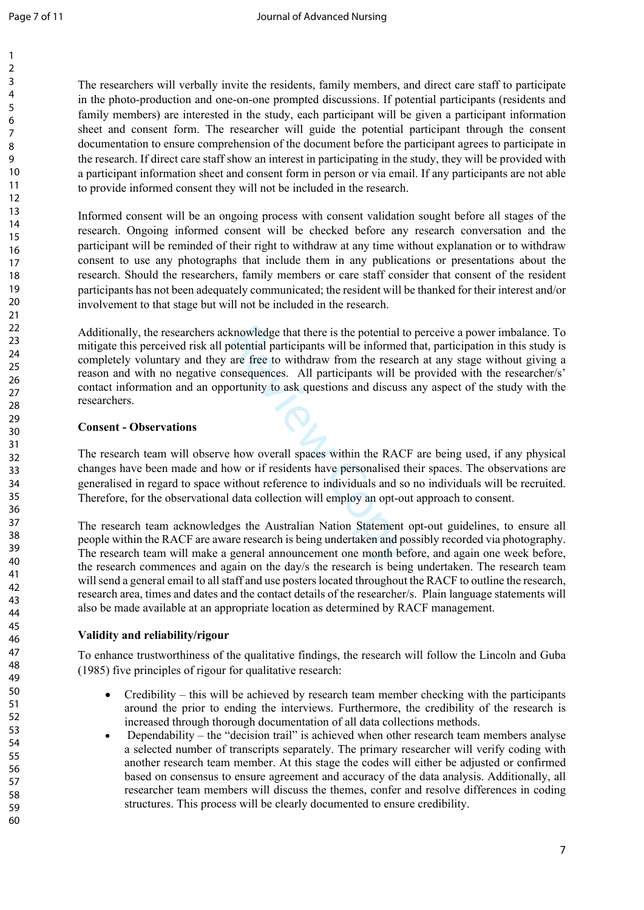The researchers will verbally invite the residents, family members, and direct care staff to participate in the photo-production and one-on-one prompted discussions. If potential participants (residents and family members) are interested in the study, each participant will be given a participant information sheet and consent form. The researcher will guide the potential participant through the consent documentation to ensure comprehension of the document before the participant agrees to participate in the research. If direct care staff show an interest in participating in the study, they will be provided with a participant information sheet and consent form in person or via email. If any participants are not able to provide informed consent they will not be included in the research.

Informed consent will be an ongoing process with consent validation sought before all stages of the research. Ongoing informed consent will be checked before any research conversation and the participant will be reminded of their right to withdraw at any time without explanation or to withdraw consent to use any photographs that include them in any publications or presentations about the research. Should the researchers, family members or care staff consider that consent of the resident participants has not been adequately communicated; the resident will be thanked for their interest and/or involvement to that stage but will not be included in the research.

Additionally, the researchers acknowledge that there is the potential to perceive a power imbalance. To mitigate this perceived risk all potential participants will be informed that, participation in this study is completely voluntary and they are free to withdraw from the research at any stage without giving a reason and with no negative consequences. All participants will be provided with the researcher/s' contact information and an opportunity to ask questions and discuss any aspect of the study with the researchers.

**Consent - Observations**

The research team will observe how overall spaces within the RACF are being used, if any physical changes have been made and how or if residents have personalised their spaces. The observations are generalised in regard to space without reference to individuals and so no individuals will be recruited. Therefore, for the observational data collection will employ an opt-out approach to consent.

The research team acknowledges the Australian Nation Statement opt-out guidelines, to ensure all people within the RACF are aware research is being undertaken and possibly recorded via photography. The research team will make a general announcement one month before, and again one week before, the research commences and again on the day/s the research is being undertaken. The research team will send a general email to all staff and use posters located throughout the RACF to outline the research, research area, times and dates and the contact details of the researcher/s. Plain language statements will also be made available at an appropriate location as determined by RACF management.

**Validity and reliability/rigour**

To enhance trustworthiness of the qualitative findings, the research will follow the Lincoln and Guba (1985) five principles of rigour for qualitative research:

- Credibility – this will be achieved by research team member checking with the participants around the prior to ending the interviews. Furthermore, the credibility of the research is increased through thorough documentation of all data collections methods.
- Dependability – the "decision trail" is achieved when other research team members analyse a selected number of transcripts separately. The primary researcher will verify coding with another research team member. At this stage the codes will either be adjusted or confirmed based on consensus to ensure agreement and accuracy of the data analysis. Additionally, all researcher team members will discuss the themes, confer and resolve differences in coding structures. This process will be clearly documented to ensure credibility.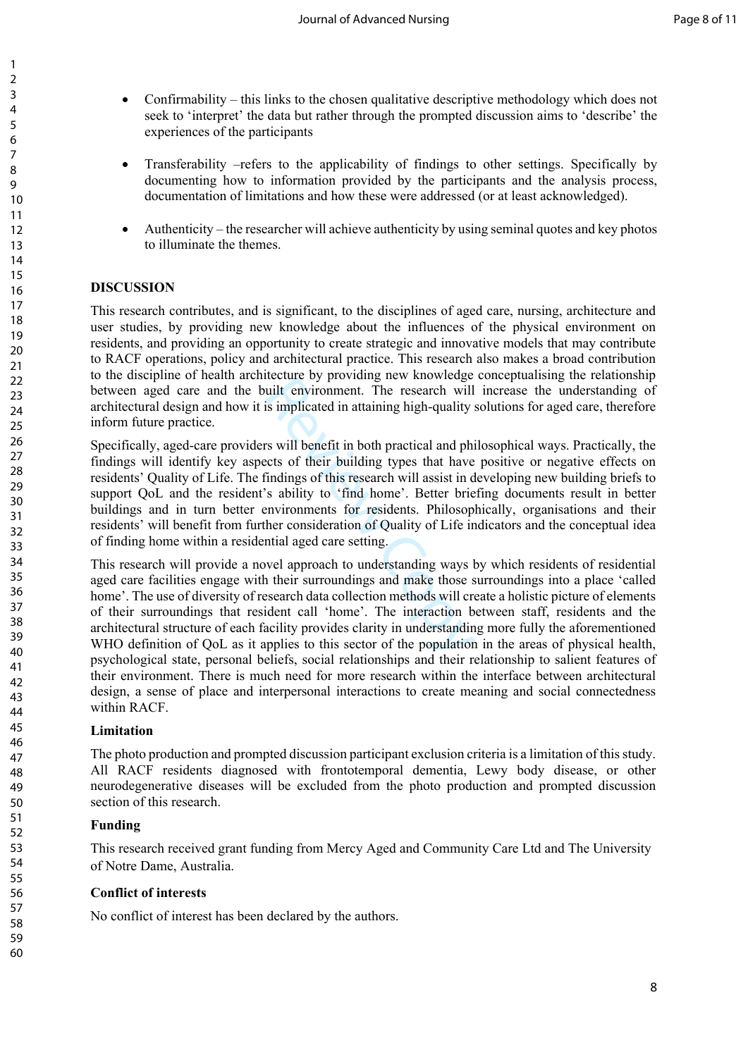- Confirmability – this links to the chosen qualitative descriptive methodology which does not seek to 'interpret' the data but rather through the prompted discussion aims to 'describe' the experiences of the participants

- Transferability –refers to the applicability of findings to other settings. Specifically by documenting how to information provided by the participants and the analysis process, documentation of limitations and how these were addressed (or at least acknowledged).

- Authenticity – the researcher will achieve authenticity by using seminal quotes and key photos to illuminate the themes.

## DISCUSSION

This research contributes, and is significant, to the disciplines of aged care, nursing, architecture and user studies, by providing new knowledge about the influences of the physical environment on residents, and providing an opportunity to create strategic and innovative models that may contribute to RACF operations, policy and architectural practice. This research also makes a broad contribution to the discipline of health architecture by providing new knowledge conceptualising the relationship between aged care and the built environment. The research will increase the understanding of architectural design and how it is implicated in attaining high-quality solutions for aged care, therefore inform future practice.

Specifically, aged-care providers will benefit in both practical and philosophical ways. Practically, the findings will identify key aspects of their building types that have positive or negative effects on residents' Quality of Life. The findings of this research will assist in developing new building briefs to support QoL and the resident's ability to 'find home'. Better briefing documents result in better buildings and in turn better environments for residents. Philosophically, organisations and their residents' will benefit from further consideration of Quality of Life indicators and the conceptual idea of finding home within a residential aged care setting.

This research will provide a novel approach to understanding ways by which residents of residential aged care facilities engage with their surroundings and make those surroundings into a place 'called home'. The use of diversity of research data collection methods will create a holistic picture of elements of their surroundings that resident call 'home'. The interaction between staff, residents and the architectural structure of each facility provides clarity in understanding more fully the aforementioned WHO definition of QoL as it applies to this sector of the population in the areas of physical health, psychological state, personal beliefs, social relationships and their relationship to salient features of their environment. There is much need for more research within the interface between architectural design, a sense of place and interpersonal interactions to create meaning and social connectedness within RACF.

### Limitation

The photo production and prompted discussion participant exclusion criteria is a limitation of this study. All RACF residents diagnosed with frontotemporal dementia, Lewy body disease, or other neurodegenerative diseases will be excluded from the photo production and prompted discussion section of this research.

### Funding

This research received grant funding from Mercy Aged and Community Care Ltd and The University of Notre Dame, Australia.

### Conflict of interests

No conflict of interest has been declared by the authors.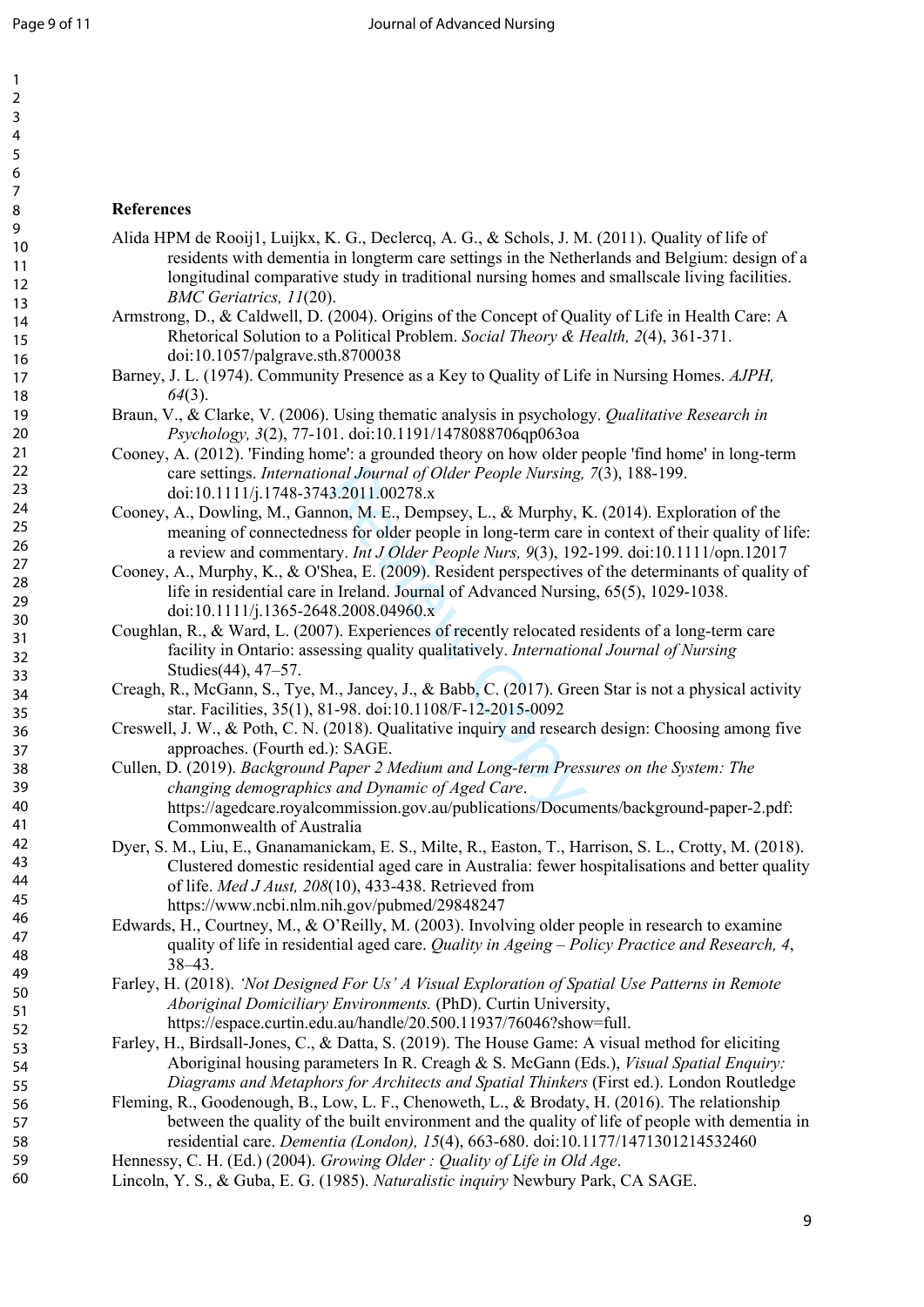## References

Alida HPM de Rooij1, Luijkx, K. G., Declercq, A. G., & Schols, J. M. (2011). Quality of life of residents with dementia in longterm care settings in the Netherlands and Belgium: design of a longitudinal comparative study in traditional nursing homes and smallscale living facilities. *BMC Geriatrics, 11*(20).

Armstrong, D., & Caldwell, D. (2004). Origins of the Concept of Quality of Life in Health Care: A Rhetorical Solution to a Political Problem. *Social Theory & Health, 2*(4), 361-371. doi:10.1057/palgrave.sth.8700038

Barney, J. L. (1974). Community Presence as a Key to Quality of Life in Nursing Homes. *AJPH, 64*(3).

Braun, V., & Clarke, V. (2006). Using thematic analysis in psychology. *Qualitative Research in Psychology, 3*(2), 77-101. doi:10.1191/1478088706qp063oa

Cooney, A. (2012). 'Finding home': a grounded theory on how older people 'find home' in long-term care settings. *International Journal of Older People Nursing, 7*(3), 188-199. doi:10.1111/j.1748-3743.2011.00278.x

Cooney, A., Dowling, M., Gannon, M. E., Dempsey, L., & Murphy, K. (2014). Exploration of the meaning of connectedness for older people in long-term care in context of their quality of life: a review and commentary. *Int J Older People Nurs, 9*(3), 192-199. doi:10.1111/opn.12017

Cooney, A., Murphy, K., & O'Shea, E. (2009). Resident perspectives of the determinants of quality of life in residential care in Ireland. Journal of Advanced Nursing, 65(5), 1029-1038. doi:10.1111/j.1365-2648.2008.04960.x

Coughlan, R., & Ward, L. (2007). Experiences of recently relocated residents of a long-term care facility in Ontario: assessing quality qualitatively. *International Journal of Nursing* Studies(44), 47–57.

Creagh, R., McGann, S., Tye, M., Jancey, J., & Babb, C. (2017). Green Star is not a physical activity star. Facilities, 35(1), 81-98. doi:10.1108/F-12-2015-0092

Creswell, J. W., & Poth, C. N. (2018). Qualitative inquiry and research design: Choosing among five approaches. (Fourth ed.): SAGE.

Cullen, D. (2019). *Background Paper 2 Medium and Long-term Pressures on the System: The changing demographics and Dynamic of Aged Care*. https://agedcare.royalcommission.gov.au/publications/Documents/background-paper-2.pdf: Commonwealth of Australia

Dyer, S. M., Liu, E., Gnanamanickam, E. S., Milte, R., Easton, T., Harrison, S. L., Crotty, M. (2018). Clustered domestic residential aged care in Australia: fewer hospitalisations and better quality of life. *Med J Aust, 208*(10), 433-438. Retrieved from https://www.ncbi.nlm.nih.gov/pubmed/29848247

Edwards, H., Courtney, M., & O'Reilly, M. (2003). Involving older people in research to examine quality of life in residential aged care. *Quality in Ageing – Policy Practice and Research, 4*, 38–43.

Farley, H. (2018). *'Not Designed For Us' A Visual Exploration of Spatial Use Patterns in Remote Aboriginal Domiciliary Environments.* (PhD). Curtin University, https://espace.curtin.edu.au/handle/20.500.11937/76046?show=full.

Farley, H., Birdsall-Jones, C., & Datta, S. (2019). The House Game: A visual method for eliciting Aboriginal housing parameters In R. Creagh & S. McGann (Eds.), *Visual Spatial Enquiry: Diagrams and Metaphors for Architects and Spatial Thinkers* (First ed.). London Routledge

Fleming, R., Goodenough, B., Low, L. F., Chenoweth, L., & Brodaty, H. (2016). The relationship between the quality of the built environment and the quality of life of people with dementia in residential care. *Dementia (London), 15*(4), 663-680. doi:10.1177/1471301214532460

Hennessy, C. H. (Ed.) (2004). *Growing Older : Quality of Life in Old Age*.

Lincoln, Y. S., & Guba, E. G. (1985). *Naturalistic inquiry* Newbury Park, CA SAGE.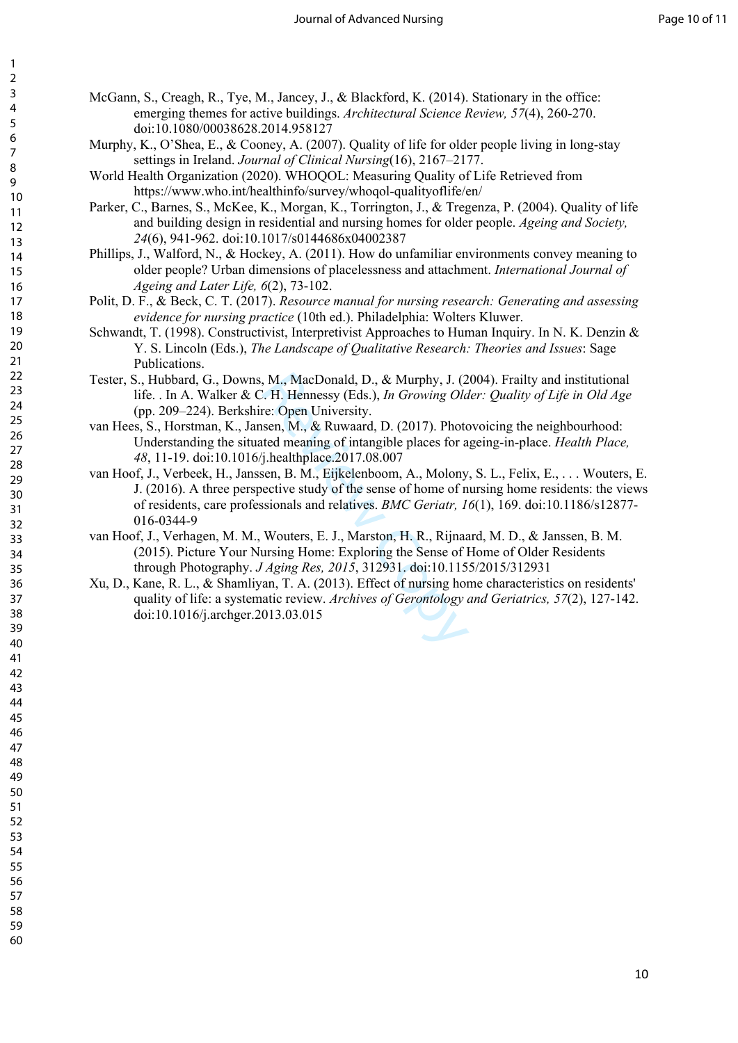McGann, S., Creagh, R., Tye, M., Jancey, J., & Blackford, K. (2014). Stationary in the office: emerging themes for active buildings. *Architectural Science Review, 57*(4), 260-270. doi:10.1080/00038628.2014.958127

Murphy, K., O'Shea, E., & Cooney, A. (2007). Quality of life for older people living in long-stay settings in Ireland. *Journal of Clinical Nursing*(16), 2167–2177.

World Health Organization (2020). WHOQOL: Measuring Quality of Life Retrieved from https://www.who.int/healthinfo/survey/whoqol-qualityoflife/en/

Parker, C., Barnes, S., McKee, K., Morgan, K., Torrington, J., & Tregenza, P. (2004). Quality of life and building design in residential and nursing homes for older people. *Ageing and Society, 24*(6), 941-962. doi:10.1017/s0144686x04002387

Phillips, J., Walford, N., & Hockey, A. (2011). How do unfamiliar environments convey meaning to older people? Urban dimensions of placelessness and attachment. *International Journal of Ageing and Later Life, 6*(2), 73-102.

Polit, D. F., & Beck, C. T. (2017). *Resource manual for nursing research: Generating and assessing evidence for nursing practice* (10th ed.). Philadelphia: Wolters Kluwer.

Schwandt, T. (1998). Constructivist, Interpretivist Approaches to Human Inquiry. In N. K. Denzin & Y. S. Lincoln (Eds.), *The Landscape of Qualitative Research: Theories and Issues*: Sage Publications.

Tester, S., Hubbard, G., Downs, M., MacDonald, D., & Murphy, J. (2004). Frailty and institutional life. . In A. Walker & C. H. Hennessy (Eds.), *In Growing Older: Quality of Life in Old Age* (pp. 209–224). Berkshire: Open University.

van Hees, S., Horstman, K., Jansen, M., & Ruwaard, D. (2017). Photovoicing the neighbourhood: Understanding the situated meaning of intangible places for ageing-in-place. *Health Place, 48*, 11-19. doi:10.1016/j.healthplace.2017.08.007

van Hoof, J., Verbeek, H., Janssen, B. M., Eijkelenboom, A., Molony, S. L., Felix, E., . . . Wouters, E. J. (2016). A three perspective study of the sense of home of nursing home residents: the views of residents, care professionals and relatives. *BMC Geriatr, 16*(1), 169. doi:10.1186/s12877-016-0344-9

van Hoof, J., Verhagen, M. M., Wouters, E. J., Marston, H. R., Rijnaard, M. D., & Janssen, B. M. (2015). Picture Your Nursing Home: Exploring the Sense of Home of Older Residents through Photography. *J Aging Res, 2015*, 312931. doi:10.1155/2015/312931

Xu, D., Kane, R. L., & Shamliyan, T. A. (2013). Effect of nursing home characteristics on residents' quality of life: a systematic review. *Archives of Gerontology and Geriatrics, 57*(2), 127-142. doi:10.1016/j.archger.2013.03.015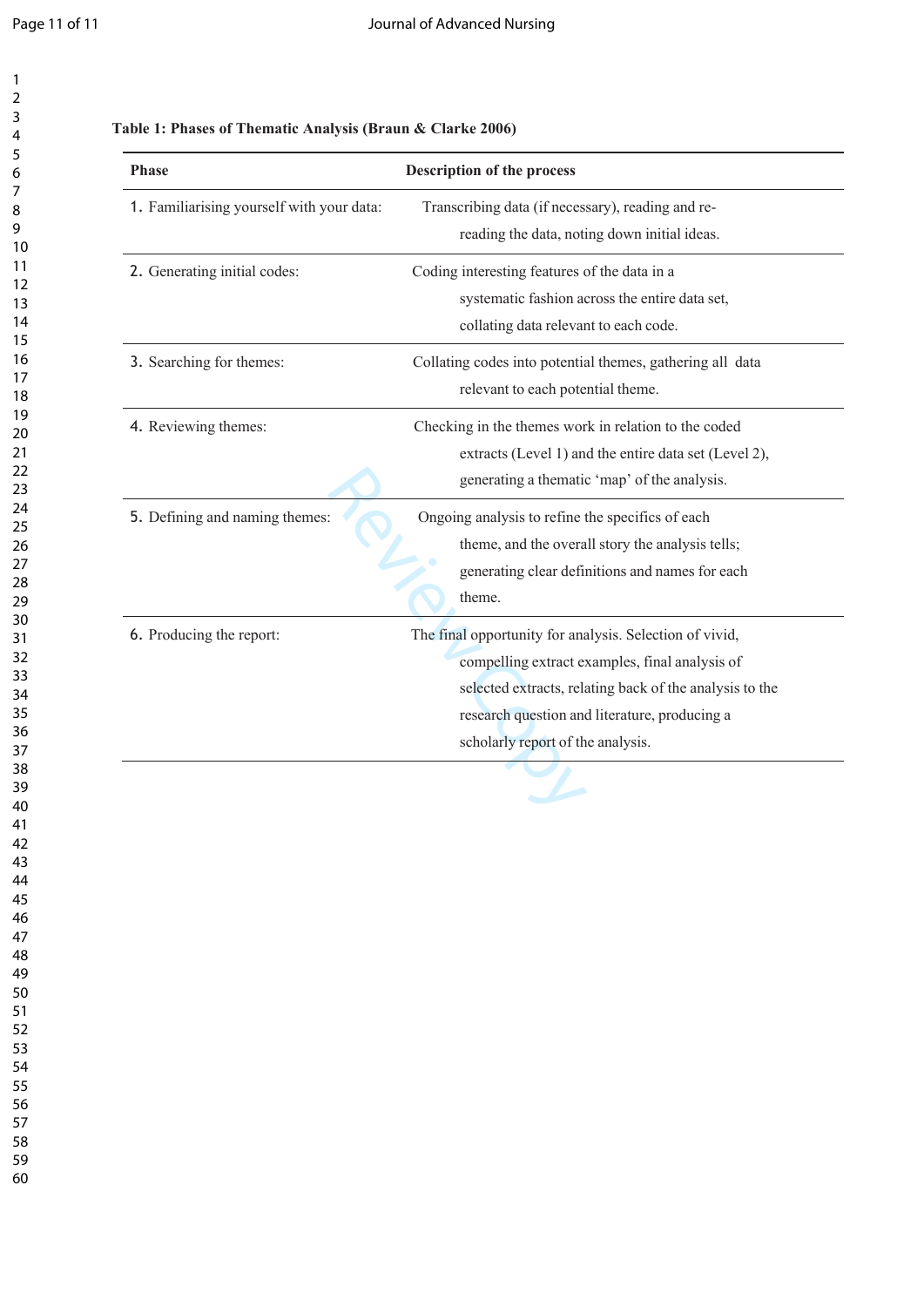**Table 1: Phases of Thematic Analysis (Braun & Clarke 2006)**

| Phase | Description of the process |
|---|---|
| 1. Familiarising yourself with your data: | Transcribing data (if necessary), reading and re-reading the data, noting down initial ideas. |
| 2. Generating initial codes: | Coding interesting features of the data in a systematic fashion across the entire data set, collating data relevant to each code. |
| 3. Searching for themes: | Collating codes into potential themes, gathering all data relevant to each potential theme. |
| 4. Reviewing themes: | Checking in the themes work in relation to the coded extracts (Level 1) and the entire data set (Level 2), generating a thematic 'map' of the analysis. |
| 5. Defining and naming themes: | Ongoing analysis to refine the specifics of each theme, and the overall story the analysis tells; generating clear definitions and names for each theme. |
| 6. Producing the report: | The final opportunity for analysis. Selection of vivid, compelling extract examples, final analysis of selected extracts, relating back of the analysis to the research question and literature, producing a scholarly report of the analysis. |